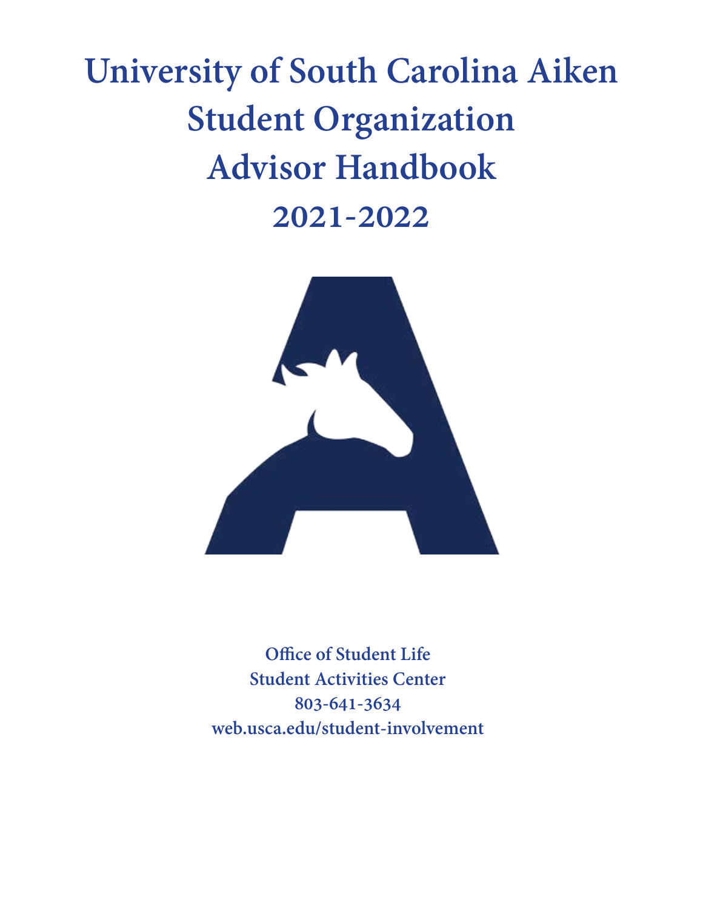# University of South Carolina Aiken
# Student Organization
# Advisor Handbook
# 2021-2022

**Office of Student Life**
**Student Activities Center**
**803-641-3634**
**web.usca.edu/student-involvement**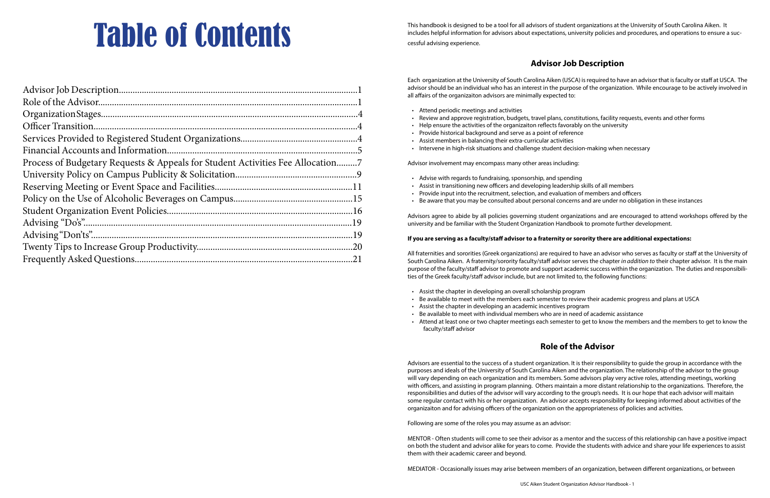# Table of Contents

| | |
|---|---|
| Advisor Job Description | 1 |
| Role of the Advisor | 1 |
| Organization Stages | 4 |
| Officer Transition | 4 |
| Services Provided to Registered Student Organizations | 4 |
| Financial Accounts and Information | 5 |
| Process of Budgetary Requests & Appeals for Student Activities Fee Allocation | 7 |
| University Policy on Campus Publicity & Solicitation | 9 |
| Reserving Meeting or Event Space and Facilities | 11 |
| Policy on the Use of Alcoholic Beverages on Campus | 15 |
| Student Organization Event Policies | 16 |
| Advising "Do's" | 19 |
| Advising "Don'ts" | 19 |
| Twenty Tips to Increase Group Productivity | 20 |
| Frequently Asked Questions | 21 |

This handbook is designed to be a tool for all advisors of student organizations at the University of South Carolina Aiken. It includes helpful information for advisors about expectations, university policies and procedures, and operations to ensure a successful advising experience.

## Advisor Job Description

Each organization at the University of South Carolina Aiken (USCA) is required to have an advisor that is faculty or staff at USCA. The advisor should be an individual who has an interest in the purpose of the organization. While encourage to be actively involved in all affairs of the organizaiton advisors are minimally expected to:

- Attend periodic meetings and activities
- Review and approve registration, budgets, travel plans, constitutions, facility requests, events and other forms
- Help ensure the activities of the organizaiton reflects favorably on the university
- Provide historical background and serve as a point of reference
- Assist members in balancing their extra-curricular activities
- Intervene in high-risk situations and challenge student decision-making when necessary

Advisor involvement may encompass many other areas including:

- Advise with regards to fundraising, sponsorship, and spending
- Assist in transitioning new officers and developing leadership skills of all members
- Provide input into the recruitment, selection, and evaluation of members and officers
- Be aware that you may be consulted about personal concerns and are under no obligation in these instances

Advisors agree to abide by all policies governing student organizations and are encouraged to attend workshops offered by the university and be familiar with the Student Organization Handbook to promote further development.

**If you are serving as a faculty/staff advisor to a fraternity or sorority there are additional expectations:**

All fraternities and sororities (Greek organizations) are required to have an advisor who serves as faculty or staff at the University of South Carolina Aiken. A fraternity/sorority faculty/staff advisor serves the chapter *in addition to* their chapter advisor. It is the main purpose of the faculty/staff advisor to promote and support academic success within the organization. The duties and responsibilities of the Greek faculty/staff advisor include, but are not limited to, the following functions:

- Assist the chapter in developing an overall scholarship program
- Be available to meet with the members each semester to review their academic progress and plans at USCA
- Assist the chapter in developing an academic incentives program
- Be available to meet with individual members who are in need of academic assistance
- Attend at least one or two chapter meetings each semester to get to know the members and the members to get to know the faculty/staff advisor

## Role of the Advisor

Advisors are essential to the success of a student organization. It is their responsibility to guide the group in accordance with the purposes and ideals of the University of South Carolina Aiken and the organization. The relationship of the advisor to the group will vary depending on each organization and its members. Some advisors play very active roles, attending meetings, working with officers, and assisting in program planning. Others maintain a more distant relationship to the organizations. Therefore, the responsibilities and duties of the advisor will vary according to the group's needs. It is our hope that each advisor will maitain some regular contact with his or her organization. An advisor accepts responsibility for keeping informed about activities of the organizaiton and for advising officers of the organization on the appropriateness of policies and activities.

Following are some of the roles you may assume as an advisor:

MENTOR - Often students will come to see their advisor as a mentor and the success of this relationship can have a positive impact on both the student and advisor alike for years to come. Provide the students with advice and share your life experiences to assist them with their academic career and beyond.

MEDIATOR - Occasionally issues may arise between members of an organization, between different organizations, or between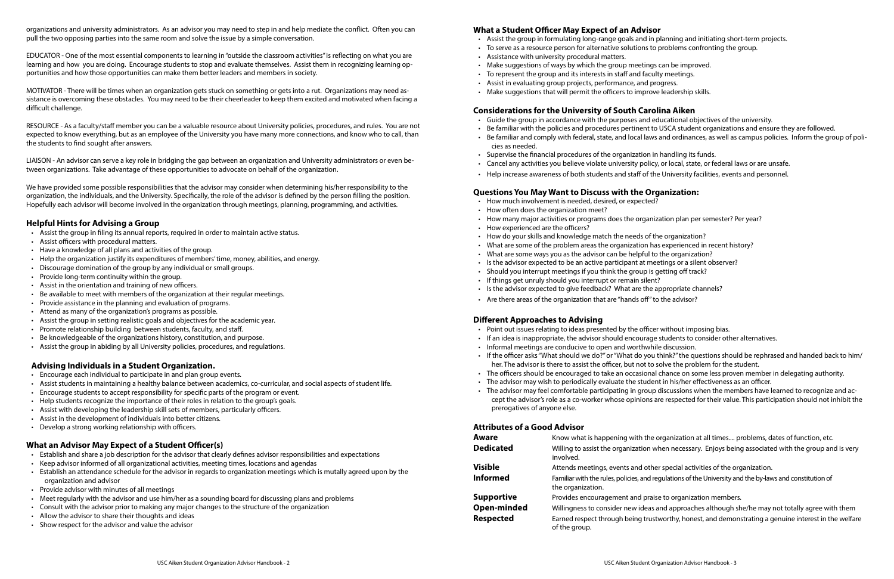organizations and university administrators. As an advisor you may need to step in and help mediate the conflict. Often you can pull the two opposing parties into the same room and solve the issue by a simple conversation.

EDUCATOR - One of the most essential components to learning in "outside the classroom activities" is reflecting on what you are learning and how you are doing. Encourage students to stop and evaluate themselves. Assist them in recognizing learning opportunities and how those opportunities can make them better leaders and members in society.

MOTIVATOR - There will be times when an organization gets stuck on something or gets into a rut. Organizations may need assistance is overcoming these obstacles. You may need to be their cheerleader to keep them excited and motivated when facing a difficult challenge.

RESOURCE - As a faculty/staff member you can be a valuable resource about University policies, procedures, and rules. You are not expected to know everything, but as an employee of the University you have many more connections, and know who to call, than the students to find sought after answers.

LIAISON - An advisor can serve a key role in bridging the gap between an organization and University administrators or even between organizations. Take advantage of these opportunities to advocate on behalf of the organization.

We have provided some possible responsibilities that the advisor may consider when determining his/her responsibility to the organization, the individuals, and the University. Specifically, the role of the advisor is defined by the person filling the position. Hopefully each advisor will become involved in the organization through meetings, planning, programming, and activities.

## Helpful Hints for Advising a Group

- Assist the group in filing its annual reports, required in order to maintain active status.
- Assist officers with procedural matters.
- Have a knowledge of all plans and activities of the group.
- Help the organization justify its expenditures of members' time, money, abilities, and energy.
- Discourage domination of the group by any individual or small groups.
- Provide long-term continuity within the group.
- Assist in the orientation and training of new officers.
- Be available to meet with members of the organization at their regular meetings.
- Provide assistance in the planning and evaluation of programs.
- Attend as many of the organization's programs as possible.
- Assist the group in setting realistic goals and objectives for the academic year.
- Promote relationship building between students, faculty, and staff.
- Be knowledgeable of the organizations history, constitution, and purpose.
- Assist the group in abiding by all University policies, procedures, and regulations.

## Advising Individuals in a Student Organization.

- Encourage each individual to participate in and plan group events.
- Assist students in maintaining a healthy balance between academics, co-curricular, and social aspects of student life.
- Encourage students to accept responsibility for specific parts of the program or event.
- Help students recognize the importance of their roles in relation to the group's goals.
- Assist with developing the leadership skill sets of members, particularly officers.
- Assist in the development of individuals into better citizens.
- Develop a strong working relationship with officers.

## What an Advisor May Expect of a Student Officer(s)

- Establish and share a job description for the advisor that clearly defines advisor responsibilities and expectations
- Keep advisor informed of all organizational activities, meeting times, locations and agendas
- Establish an attendance schedule for the advisor in regards to organization meetings which is mutally agreed upon by the organization and advisor
- Provide advisor with minutes of all meetings
- Meet regularly with the advisor and use him/her as a sounding board for discussing plans and problems
- Consult with the advisor prior to making any major changes to the structure of the organization
- Allow the advisor to share their thoughts and ideas
- Show respect for the advisor and value the advisor

## What a Student Officer May Expect of an Advisor

- Assist the group in formulating long-range goals and in planning and initiating short-term projects.
- To serve as a resource person for alternative solutions to problems confronting the group.
- Assistance with university procedural matters.
- Make suggestions of ways by which the group meetings can be improved.
- To represent the group and its interests in staff and faculty meetings.
- Assist in evaluating group projects, performance, and progress.
- Make suggestions that will permit the officers to improve leadership skills.

## Considerations for the University of South Carolina Aiken

- Guide the group in accordance with the purposes and educational objectives of the university.
- Be familiar with the policies and procedures pertinent to USCA student organizations and ensure they are followed.
- Be familiar and comply with federal, state, and local laws and ordinances, as well as campus policies. Inform the group of policies as needed.
- Supervise the financial procedures of the organization in handling its funds.
- Cancel any activities you believe violate university policy, or local, state, or federal laws or are unsafe.
- Help increase awareness of both students and staff of the University facilities, events and personnel.

## Questions You May Want to Discuss with the Organization:

- How much involvement is needed, desired, or expected?
- How often does the organization meet?
- How many major activities or programs does the organization plan per semester? Per year?
- How experienced are the officers?
- How do your skills and knowledge match the needs of the organization?
- What are some of the problem areas the organization has experienced in recent history?
- What are some ways you as the advisor can be helpful to the organization?
- Is the advisor expected to be an active participant at meetings or a silent observer?
- Should you interrupt meetings if you think the group is getting off track?
- If things get unruly should you interrupt or remain silent?
- Is the advisor expected to give feedback? What are the appropriate channels?
- Are there areas of the organization that are "hands off" to the advisor?

## Different Approaches to Advising

- Point out issues relating to ideas presented by the officer without imposing bias.
- If an idea is inappropriate, the advisor should encourage students to consider other alternatives.
- Informal meetings are conducive to open and worthwhile discussion.
- If the officer asks "What should we do?" or "What do you think?" the questions should be rephrased and handed back to him/her. The advisor is there to assist the officer, but not to solve the problem for the student.
- The officers should be encouraged to take an occasional chance on some less proven member in delegating authority.
- The advisor may wish to periodically evaluate the student in his/her effectiveness as an officer.
- The advisor may feel comfortable participating in group discussions when the members have learned to recognize and accept the advisor's role as a co-worker whose opinions are respected for their value. This participation should not inhibit the prerogatives of anyone else.

## Attributes of a Good Advisor

**Aware** — Know what is happening with the organization at all times.... problems, dates of function, etc.

**Dedicated** — Willing to assist the organization when necessary. Enjoys being associated with the group and is very involved.

**Visible** — Attends meetings, events and other special activities of the organization.

**Informed** — Familiar with the rules, policies, and regulations of the University and the by-laws and constitution of the organization.

**Supportive** — Provides encouragement and praise to organization members.

**Open-minded** — Willingness to consider new ideas and approaches although she/he may not totally agree with them

**Respected** — Earned respect through being trustworthy, honest, and demonstrating a genuine interest in the welfare of the group.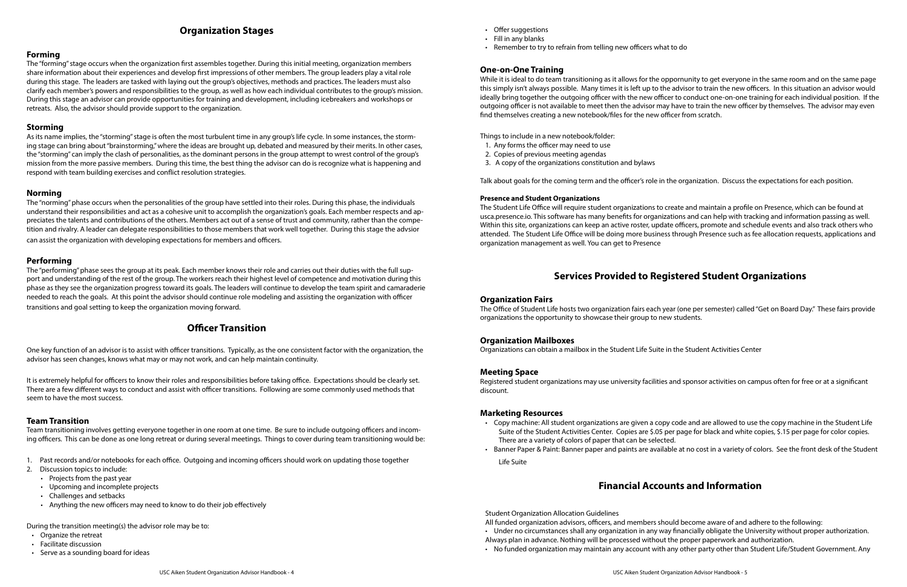## Organization Stages

### Forming

The "forming" stage occurs when the organization first assembles together. During this initial meeting, organization members share information about their experiences and develop first impressions of other members. The group leaders play a vital role during this stage. The leaders are tasked with laying out the group's objectives, methods and practices. The leaders must also clarify each member's powers and responsibilities to the group, as well as how each individual contributes to the group's mission. During this stage an advisor can provide opportunities for training and development, including icebreakers and workshops or retreats. Also, the advisor should provide support to the organization.

### Storming

As its name implies, the "storming" stage is often the most turbulent time in any group's life cycle. In some instances, the storming stage can bring about "brainstorming," where the ideas are brought up, debated and measured by their merits. In other cases, the "storming" can imply the clash of personalities, as the dominant persons in the group attempt to wrest control of the group's mission from the more passive members. During this time, the best thing the advisor can do is recognize what is happening and respond with team building exercises and conflict resolution strategies.

### Norming

The "norming" phase occurs when the personalities of the group have settled into their roles. During this phase, the individuals understand their responsibilities and act as a cohesive unit to accomplish the organization's goals. Each member respects and appreciates the talents and contributions of the others. Members act out of a sense of trust and community, rather than the competition and rivalry. A leader can delegate responsibilities to those members that work well together. During this stage the advsior can assist the organization with developing expectations for members and officers.

### Performing

The "performing" phase sees the group at its peak. Each member knows their role and carries out their duties with the full support and understanding of the rest of the group. The workers reach their highest level of competence and motivation during this phase as they see the organization progress toward its goals. The leaders will continue to develop the team spirit and camaraderie needed to reach the goals. At this point the advisor should continue role modeling and assisting the organization with officer transitions and goal setting to keep the organization moving forward.

## Officer Transition

One key function of an advisor is to assist with officer transitions. Typically, as the one consistent factor with the organization, the advisor has seen changes, knows what may or may not work, and can help maintain continuity.

It is extremely helpful for officers to know their roles and responsibilities before taking office. Expectations should be clearly set. There are a few different ways to conduct and assist with officer transitions. Following are some commonly used methods that seem to have the most success.

### Team Transition

Team transitioning involves getting everyone together in one room at one time. Be sure to include outgoing officers and incoming officers. This can be done as one long retreat or during several meetings. Things to cover during team transitioning would be:

1. Past records and/or notebooks for each office. Outgoing and incoming officers should work on updating those together
2. Discussion topics to include:
   - Projects from the past year
   - Upcoming and incomplete projects
   - Challenges and setbacks
   - Anything the new officers may need to know to do their job effectively

During the transition meeting(s) the advisor role may be to:

- Organize the retreat
- Facilitate discussion
- Serve as a sounding board for ideas
- Offer suggestions
- Fill in any blanks
- Remember to try to refrain from telling new officers what to do

### One-on-One Training

While it is ideal to do team transitioning as it allows for the opportunity to get everyone in the same room and on the same page this simply isn't always possible. Many times it is left up to the advisor to train the new officers. In this situation an advisor would ideally bring together the outgoing officer with the new officer to conduct one-on-one training for each individual position. If the outgoing officer is not available to meet then the advisor may have to train the new officer by themselves. The advisor may even find themselves creating a new notebook/files for the new officer from scratch.

Things to include in a new notebook/folder:

1. Any forms the officer may need to use
2. Copies of previous meeting agendas
3. A copy of the organizations constitution and bylaws

Talk about goals for the coming term and the officer's role in the organization. Discuss the expectations for each position.

#### Presence and Student Organizations

The Student Life Office will require student organizations to create and maintain a profile on Presence, which can be found at usca.presence.io. This software has many benefits for organizations and can help with tracking and information passing as well. Within this site, organizations can keep an active roster, update officers, promote and schedule events and also track others who attended. The Student Life Office will be doing more business through Presence such as fee allocation requests, applications and organization management as well. You can get to Presence

## Services Provided to Registered Student Organizations

### Organization Fairs

The Office of Student Life hosts two organization fairs each year (one per semester) called "Get on Board Day." These fairs provide organizations the opportunity to showcase their group to new students.

### Organization Mailboxes

Organizations can obtain a mailbox in the Student Life Suite in the Student Activities Center

### Meeting Space

Registered student organizations may use university facilities and sponsor activities on campus often for free or at a significant discount.

### Marketing Resources

- Copy machine: All student organizations are given a copy code and are allowed to use the copy machine in the Student Life Suite of the Student Activities Center. Copies are $.05 per page for black and white copies, $.15 per page for color copies. There are a variety of colors of paper that can be selected.
- Banner Paper & Paint: Banner paper and paints are available at no cost in a variety of colors. See the front desk of the Student Life Suite

## Financial Accounts and Information

Student Organization Allocation Guidelines

All funded organization advisors, officers, and members should become aware of and adhere to the following:

- Under no circumstances shall any organization in any way financially obligate the University without proper authorization. Always plan in advance. Nothing will be processed without the proper paperwork and authorization.
- No funded organization may maintain any account with any other party other than Student Life/Student Government. Any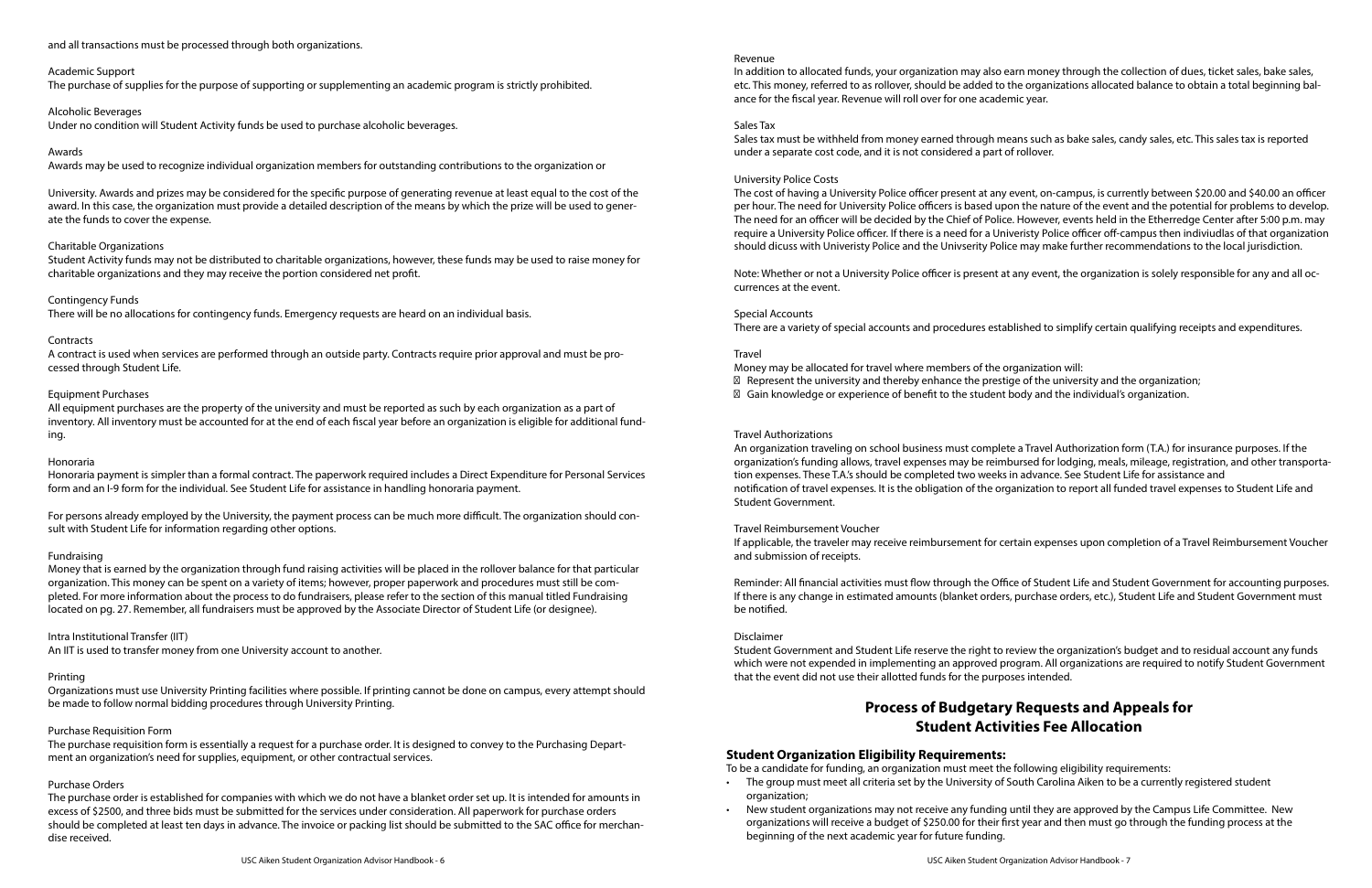and all transactions must be processed through both organizations.

Academic Support

The purchase of supplies for the purpose of supporting or supplementing an academic program is strictly prohibited.

Alcoholic Beverages

Under no condition will Student Activity funds be used to purchase alcoholic beverages.

Awards

Awards may be used to recognize individual organization members for outstanding contributions to the organization or

University. Awards and prizes may be considered for the specific purpose of generating revenue at least equal to the cost of the award. In this case, the organization must provide a detailed description of the means by which the prize will be used to generate the funds to cover the expense.

Charitable Organizations

Student Activity funds may not be distributed to charitable organizations, however, these funds may be used to raise money for charitable organizations and they may receive the portion considered net profit.

Contingency Funds

There will be no allocations for contingency funds. Emergency requests are heard on an individual basis.

Contracts

A contract is used when services are performed through an outside party. Contracts require prior approval and must be processed through Student Life.

Equipment Purchases

All equipment purchases are the property of the university and must be reported as such by each organization as a part of inventory. All inventory must be accounted for at the end of each fiscal year before an organization is eligible for additional funding.

Honoraria

Honoraria payment is simpler than a formal contract. The paperwork required includes a Direct Expenditure for Personal Services form and an I-9 form for the individual. See Student Life for assistance in handling honoraria payment.

For persons already employed by the University, the payment process can be much more difficult. The organization should consult with Student Life for information regarding other options.

Fundraising

Money that is earned by the organization through fund raising activities will be placed in the rollover balance for that particular organization. This money can be spent on a variety of items; however, proper paperwork and procedures must still be completed. For more information about the process to do fundraisers, please refer to the section of this manual titled Fundraising located on pg. 27. Remember, all fundraisers must be approved by the Associate Director of Student Life (or designee).

Intra Institutional Transfer (IIT)

An IIT is used to transfer money from one University account to another.

Printing

Organizations must use University Printing facilities where possible. If printing cannot be done on campus, every attempt should be made to follow normal bidding procedures through University Printing.

Purchase Requisition Form

The purchase requisition form is essentially a request for a purchase order. It is designed to convey to the Purchasing Department an organization's need for supplies, equipment, or other contractual services.

Purchase Orders

The purchase order is established for companies with which we do not have a blanket order set up. It is intended for amounts in excess of $2500, and three bids must be submitted for the services under consideration. All paperwork for purchase orders should be completed at least ten days in advance. The invoice or packing list should be submitted to the SAC office for merchandise received.

Revenue

In addition to allocated funds, your organization may also earn money through the collection of dues, ticket sales, bake sales, etc. This money, referred to as rollover, should be added to the organizations allocated balance to obtain a total beginning balance for the fiscal year. Revenue will roll over for one academic year.

Sales Tax

Sales tax must be withheld from money earned through means such as bake sales, candy sales, etc. This sales tax is reported under a separate cost code, and it is not considered a part of rollover.

University Police Costs

The cost of having a University Police officer present at any event, on-campus, is currently between $20.00 and $40.00 an officer per hour. The need for University Police officers is based upon the nature of the event and the potential for problems to develop. The need for an officer will be decided by the Chief of Police. However, events held in the Etherredge Center after 5:00 p.m. may require a University Police officer. If there is a need for a Univeristy Police officer off-campus then indiviudlas of that organization should dicuss with Univeristy Police and the Univserity Police may make further recommendations to the local jurisdiction.

Note: Whether or not a University Police officer is present at any event, the organization is solely responsible for any and all occurrences at the event.

Special Accounts

There are a variety of special accounts and procedures established to simplify certain qualifying receipts and expenditures.

Travel

Money may be allocated for travel where members of the organization will:

- Represent the university and thereby enhance the prestige of the university and the organization;
- Gain knowledge or experience of benefit to the student body and the individual's organization.

Travel Authorizations

An organization traveling on school business must complete a Travel Authorization form (T.A.) for insurance purposes. If the organization's funding allows, travel expenses may be reimbursed for lodging, meals, mileage, registration, and other transportation expenses. These T.A.'s should be completed two weeks in advance. See Student Life for assistance and notification of travel expenses. It is the obligation of the organization to report all funded travel expenses to Student Life and Student Government.

Travel Reimbursement Voucher

If applicable, the traveler may receive reimbursement for certain expenses upon completion of a Travel Reimbursement Voucher and submission of receipts.

Reminder: All financial activities must flow through the Office of Student Life and Student Government for accounting purposes. If there is any change in estimated amounts (blanket orders, purchase orders, etc.), Student Life and Student Government must be notified.

Disclaimer

Student Government and Student Life reserve the right to review the organization's budget and to residual account any funds which were not expended in implementing an approved program. All organizations are required to notify Student Government that the event did not use their allotted funds for the purposes intended.

## Process of Budgetary Requests and Appeals for Student Activities Fee Allocation

### Student Organization Eligibility Requirements:

To be a candidate for funding, an organization must meet the following eligibility requirements:

- The group must meet all criteria set by the University of South Carolina Aiken to be a currently registered student organization;
- New student organizations may not receive any funding until they are approved by the Campus Life Committee. New organizations will receive a budget of $250.00 for their first year and then must go through the funding process at the beginning of the next academic year for future funding.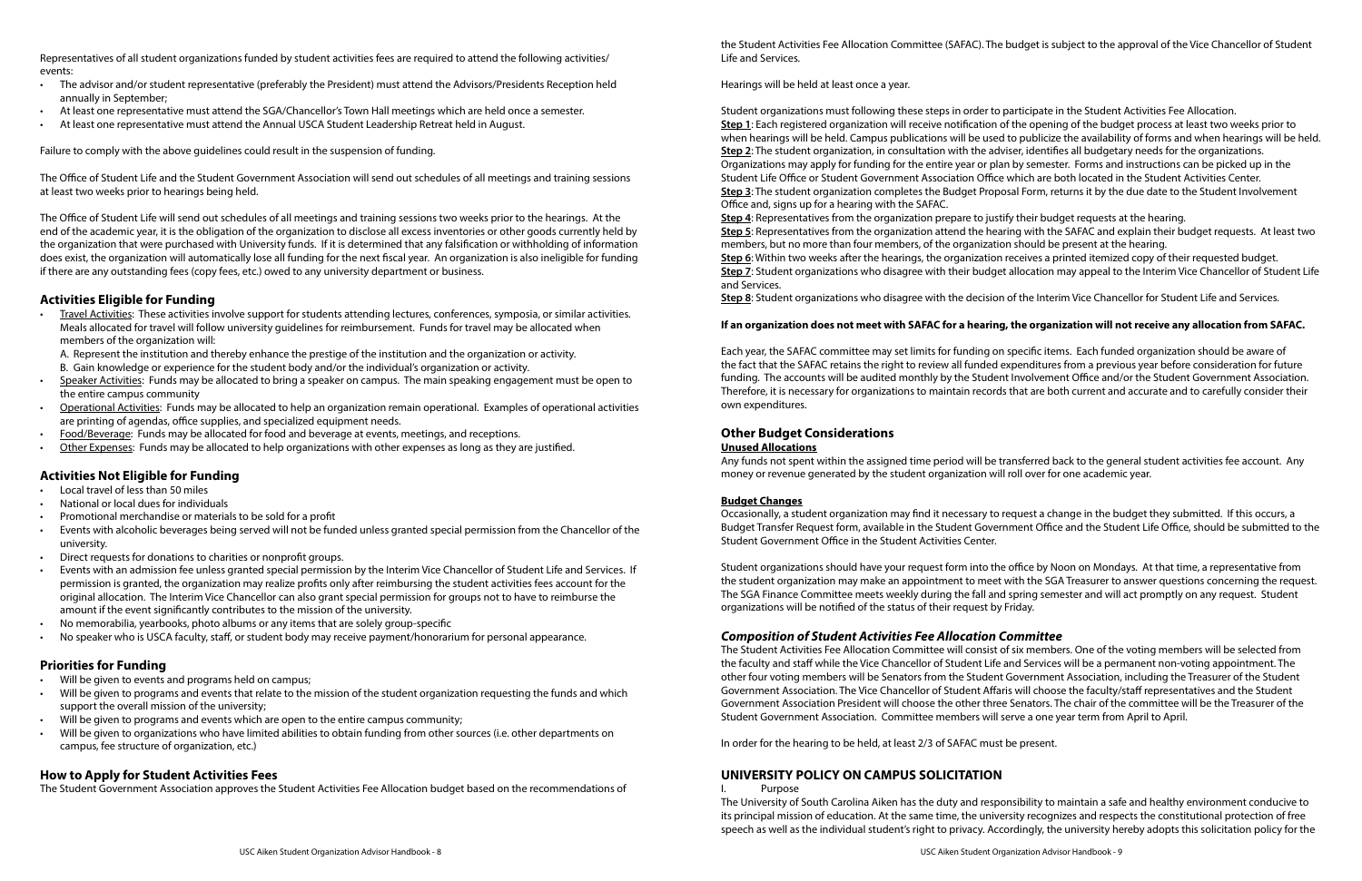Representatives of all student organizations funded by student activities fees are required to attend the following activities/events:

- The advisor and/or student representative (preferably the President) must attend the Advisors/Presidents Reception held annually in September;
- At least one representative must attend the SGA/Chancellor's Town Hall meetings which are held once a semester.
- At least one representative must attend the Annual USCA Student Leadership Retreat held in August.

Failure to comply with the above guidelines could result in the suspension of funding.

The Office of Student Life and the Student Government Association will send out schedules of all meetings and training sessions at least two weeks prior to hearings being held.

The Office of Student Life will send out schedules of all meetings and training sessions two weeks prior to the hearings. At the end of the academic year, it is the obligation of the organization to disclose all excess inventories or other goods currently held by the organization that were purchased with University funds. If it is determined that any falsification or withholding of information does exist, the organization will automatically lose all funding for the next fiscal year. An organization is also ineligible for funding if there are any outstanding fees (copy fees, etc.) owed to any university department or business.

## Activities Eligible for Funding

- Travel Activities: These activities involve support for students attending lectures, conferences, symposia, or similar activities. Meals allocated for travel will follow university guidelines for reimbursement. Funds for travel may be allocated when members of the organization will:
  A. Represent the institution and thereby enhance the prestige of the institution and the organization or activity.
  B. Gain knowledge or experience for the student body and/or the individual's organization or activity.
- Speaker Activities: Funds may be allocated to bring a speaker on campus. The main speaking engagement must be open to the entire campus community
- Operational Activities: Funds may be allocated to help an organization remain operational. Examples of operational activities are printing of agendas, office supplies, and specialized equipment needs.
- Food/Beverage: Funds may be allocated for food and beverage at events, meetings, and receptions.
- Other Expenses: Funds may be allocated to help organizations with other expenses as long as they are justified.

## Activities Not Eligible for Funding

- Local travel of less than 50 miles
- National or local dues for individuals
- Promotional merchandise or materials to be sold for a profit
- Events with alcoholic beverages being served will not be funded unless granted special permission from the Chancellor of the university.
- Direct requests for donations to charities or nonprofit groups.
- Events with an admission fee unless granted special permission by the Interim Vice Chancellor of Student Life and Services. If permission is granted, the organization may realize profits only after reimbursing the student activities fees account for the original allocation. The Interim Vice Chancellor can also grant special permission for groups not to have to reimburse the amount if the event significantly contributes to the mission of the university.
- No memorabilia, yearbooks, photo albums or any items that are solely group-specific
- No speaker who is USCA faculty, staff, or student body may receive payment/honorarium for personal appearance.

## Priorities for Funding

- Will be given to events and programs held on campus;
- Will be given to programs and events that relate to the mission of the student organization requesting the funds and which support the overall mission of the university;
- Will be given to programs and events which are open to the entire campus community;
- Will be given to organizations who have limited abilities to obtain funding from other sources (i.e. other departments on campus, fee structure of organization, etc.)

## How to Apply for Student Activities Fees

The Student Government Association approves the Student Activities Fee Allocation budget based on the recommendations of the Student Activities Fee Allocation Committee (SAFAC). The budget is subject to the approval of the Vice Chancellor of Student Life and Services.

Hearings will be held at least once a year.

Student organizations must following these steps in order to participate in the Student Activities Fee Allocation.
**Step 1**: Each registered organization will receive notification of the opening of the budget process at least two weeks prior to when hearings will be held. Campus publications will be used to publicize the availability of forms and when hearings will be held.
**Step 2**: The student organization, in consultation with the adviser, identifies all budgetary needs for the organizations. Organizations may apply for funding for the entire year or plan by semester. Forms and instructions can be picked up in the Student Life Office or Student Government Association Office which are both located in the Student Activities Center.
**Step 3**: The student organization completes the Budget Proposal Form, returns it by the due date to the Student Involvement Office and, signs up for a hearing with the SAFAC.
**Step 4**: Representatives from the organization prepare to justify their budget requests at the hearing.
**Step 5**: Representatives from the organization attend the hearing with the SAFAC and explain their budget requests. At least two members, but no more than four members, of the organization should be present at the hearing.
**Step 6**: Within two weeks after the hearings, the organization receives a printed itemized copy of their requested budget.
**Step 7**: Student organizations who disagree with their budget allocation may appeal to the Interim Vice Chancellor of Student Life and Services.
**Step 8**: Student organizations who disagree with the decision of the Interim Vice Chancellor for Student Life and Services.

**If an organization does not meet with SAFAC for a hearing, the organization will not receive any allocation from SAFAC.**

Each year, the SAFAC committee may set limits for funding on specific items. Each funded organization should be aware of the fact that the SAFAC retains the right to review all funded expenditures from a previous year before consideration for future funding. The accounts will be audited monthly by the Student Involvement Office and/or the Student Government Association. Therefore, it is necessary for organizations to maintain records that are both current and accurate and to carefully consider their own expenditures.

## Other Budget Considerations

**Unused Allocations**

Any funds not spent within the assigned time period will be transferred back to the general student activities fee account. Any money or revenue generated by the student organization will roll over for one academic year.

**Budget Changes**

Occasionally, a student organization may find it necessary to request a change in the budget they submitted. If this occurs, a Budget Transfer Request form, available in the Student Government Office and the Student Life Office, should be submitted to the Student Government Office in the Student Activities Center.

Student organizations should have your request form into the office by Noon on Mondays. At that time, a representative from the student organization may make an appointment to meet with the SGA Treasurer to answer questions concerning the request. The SGA Finance Committee meets weekly during the fall and spring semester and will act promptly on any request. Student organizations will be notified of the status of their request by Friday.

## *Composition of Student Activities Fee Allocation Committee*

The Student Activities Fee Allocation Committee will consist of six members. One of the voting members will be selected from the faculty and staff while the Vice Chancellor of Student Life and Services will be a permanent non-voting appointment. The other four voting members will be Senators from the Student Government Association, including the Treasurer of the Student Government Association. The Vice Chancellor of Student Affaris will choose the faculty/staff representatives and the Student Government Association President will choose the other three Senators. The chair of the committee will be the Treasurer of the Student Government Association. Committee members will serve a one year term from April to April.

In order for the hearing to be held, at least 2/3 of SAFAC must be present.

## UNIVERSITY POLICY ON CAMPUS SOLICITATION

I. Purpose

The University of South Carolina Aiken has the duty and responsibility to maintain a safe and healthy environment conducive to its principal mission of education. At the same time, the university recognizes and respects the constitutional protection of free speech as well as the individual student's right to privacy. Accordingly, the university hereby adopts this solicitation policy for the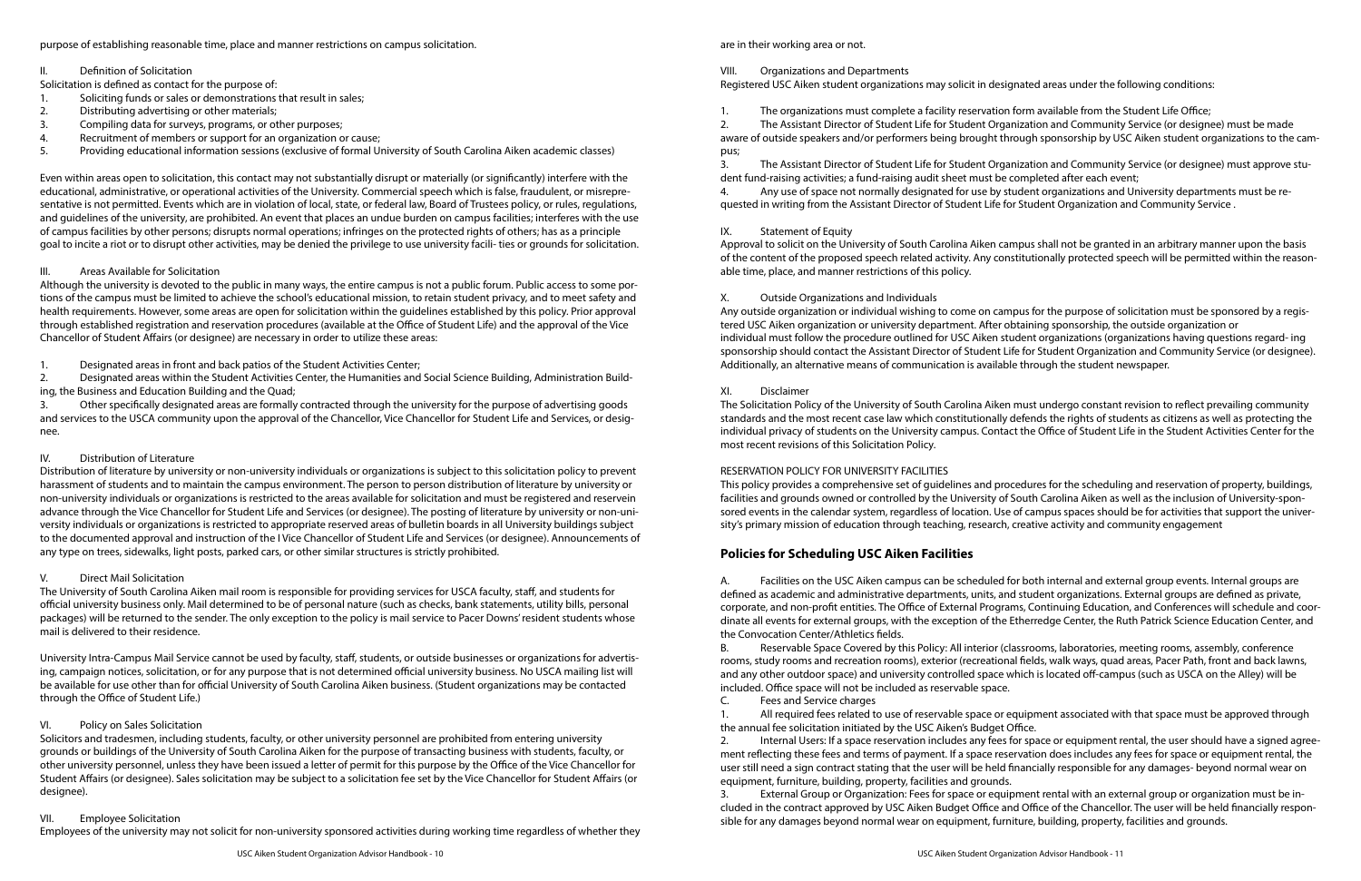purpose of establishing reasonable time, place and manner restrictions on campus solicitation.

II. Definition of Solicitation

Solicitation is defined as contact for the purpose of:

1. Soliciting funds or sales or demonstrations that result in sales;
2. Distributing advertising or other materials;
3. Compiling data for surveys, programs, or other purposes;
4. Recruitment of members or support for an organization or cause;
5. Providing educational information sessions (exclusive of formal University of South Carolina Aiken academic classes)

Even within areas open to solicitation, this contact may not substantially disrupt or materially (or significantly) interfere with the educational, administrative, or operational activities of the University. Commercial speech which is false, fraudulent, or misrepresentative is not permitted. Events which are in violation of local, state, or federal law, Board of Trustees policy, or rules, regulations, and guidelines of the university, are prohibited. An event that places an undue burden on campus facilities; interferes with the use of campus facilities by other persons; disrupts normal operations; infringes on the protected rights of others; has as a principle goal to incite a riot or to disrupt other activities, may be denied the privilege to use university facili- ties or grounds for solicitation.

III. Areas Available for Solicitation

Although the university is devoted to the public in many ways, the entire campus is not a public forum. Public access to some portions of the campus must be limited to achieve the school's educational mission, to retain student privacy, and to meet safety and health requirements. However, some areas are open for solicitation within the guidelines established by this policy. Prior approval through established registration and reservation procedures (available at the Office of Student Life) and the approval of the Vice Chancellor of Student Affairs (or designee) are necessary in order to utilize these areas:

1. Designated areas in front and back patios of the Student Activities Center;
2. Designated areas within the Student Activities Center, the Humanities and Social Science Building, Administration Building, the Business and Education Building and the Quad;
3. Other specifically designated areas are formally contracted through the university for the purpose of advertising goods and services to the USCA community upon the approval of the Chancellor, Vice Chancellor for Student Life and Services, or designee.

IV. Distribution of Literature

Distribution of literature by university or non-university individuals or organizations is subject to this solicitation policy to prevent harassment of students and to maintain the campus environment. The person to person distribution of literature by university or non-university individuals or organizations is restricted to the areas available for solicitation and must be registered and reservein advance through the Vice Chancellor for Student Life and Services (or designee). The posting of literature by university or non-university individuals or organizations is restricted to appropriate reserved areas of bulletin boards in all University buildings subject to the documented approval and instruction of the I Vice Chancellor of Student Life and Services (or designee). Announcements of any type on trees, sidewalks, light posts, parked cars, or other similar structures is strictly prohibited.

V. Direct Mail Solicitation

The University of South Carolina Aiken mail room is responsible for providing services for USCA faculty, staff, and students for official university business only. Mail determined to be of personal nature (such as checks, bank statements, utility bills, personal packages) will be returned to the sender. The only exception to the policy is mail service to Pacer Downs' resident students whose mail is delivered to their residence.

University Intra-Campus Mail Service cannot be used by faculty, staff, students, or outside businesses or organizations for advertising, campaign notices, solicitation, or for any purpose that is not determined official university business. No USCA mailing list will be available for use other than for official University of South Carolina Aiken business. (Student organizations may be contacted through the Office of Student Life.)

VI. Policy on Sales Solicitation

Solicitors and tradesmen, including students, faculty, or other university personnel are prohibited from entering university grounds or buildings of the University of South Carolina Aiken for the purpose of transacting business with students, faculty, or other university personnel, unless they have been issued a letter of permit for this purpose by the Office of the Vice Chancellor for Student Affairs (or designee). Sales solicitation may be subject to a solicitation fee set by the Vice Chancellor for Student Affairs (or designee).

VII. Employee Solicitation

Employees of the university may not solicit for non-university sponsored activities during working time regardless of whether they are in their working area or not.

VIII. Organizations and Departments

Registered USC Aiken student organizations may solicit in designated areas under the following conditions:

1. The organizations must complete a facility reservation form available from the Student Life Office;
2. The Assistant Director of Student Life for Student Organization and Community Service (or designee) must be made aware of outside speakers and/or performers being brought through sponsorship by USC Aiken student organizations to the campus;
3. The Assistant Director of Student Life for Student Organization and Community Service (or designee) must approve student fund-raising activities; a fund-raising audit sheet must be completed after each event;
4. Any use of space not normally designated for use by student organizations and University departments must be requested in writing from the Assistant Director of Student Life for Student Organization and Community Service .

IX. Statement of Equity

Approval to solicit on the University of South Carolina Aiken campus shall not be granted in an arbitrary manner upon the basis of the content of the proposed speech related activity. Any constitutionally protected speech will be permitted within the reasonable time, place, and manner restrictions of this policy.

X. Outside Organizations and Individuals

Any outside organization or individual wishing to come on campus for the purpose of solicitation must be sponsored by a registered USC Aiken organization or university department. After obtaining sponsorship, the outside organization or individual must follow the procedure outlined for USC Aiken student organizations (organizations having questions regard- ing sponsorship should contact the Assistant Director of Student Life for Student Organization and Community Service (or designee). Additionally, an alternative means of communication is available through the student newspaper.

XI. Disclaimer

The Solicitation Policy of the University of South Carolina Aiken must undergo constant revision to reflect prevailing community standards and the most recent case law which constitutionally defends the rights of students as citizens as well as protecting the individual privacy of students on the University campus. Contact the Office of Student Life in the Student Activities Center for the most recent revisions of this Solicitation Policy.

RESERVATION POLICY FOR UNIVERSITY FACILITIES

This policy provides a comprehensive set of guidelines and procedures for the scheduling and reservation of property, buildings, facilities and grounds owned or controlled by the University of South Carolina Aiken as well as the inclusion of University-sponsored events in the calendar system, regardless of location. Use of campus spaces should be for activities that support the university's primary mission of education through teaching, research, creative activity and community engagement

## Policies for Scheduling USC Aiken Facilities

A. Facilities on the USC Aiken campus can be scheduled for both internal and external group events. Internal groups are defined as academic and administrative departments, units, and student organizations. External groups are defined as private, corporate, and non-profit entities. The Office of External Programs, Continuing Education, and Conferences will schedule and coordinate all events for external groups, with the exception of the Etherredge Center, the Ruth Patrick Science Education Center, and the Convocation Center/Athletics fields.

B. Reservable Space Covered by this Policy: All interior (classrooms, laboratories, meeting rooms, assembly, conference rooms, study rooms and recreation rooms), exterior (recreational fields, walk ways, quad areas, Pacer Path, front and back lawns, and any other outdoor space) and university controlled space which is located off-campus (such as USCA on the Alley) will be included. Office space will not be included as reservable space.

C. Fees and Service charges

1. All required fees related to use of reservable space or equipment associated with that space must be approved through the annual fee solicitation initiated by the USC Aiken's Budget Office.
2. Internal Users: If a space reservation includes any fees for space or equipment rental, the user should have a signed agreement reflecting these fees and terms of payment. If a space reservation does includes any fees for space or equipment rental, the user still need a sign contract stating that the user will be held financially responsible for any damages- beyond normal wear on equipment, furniture, building, property, facilities and grounds.
3. External Group or Organization: Fees for space or equipment rental with an external group or organization must be included in the contract approved by USC Aiken Budget Office and Office of the Chancellor. The user will be held financially responsible for any damages beyond normal wear on equipment, furniture, building, property, facilities and grounds.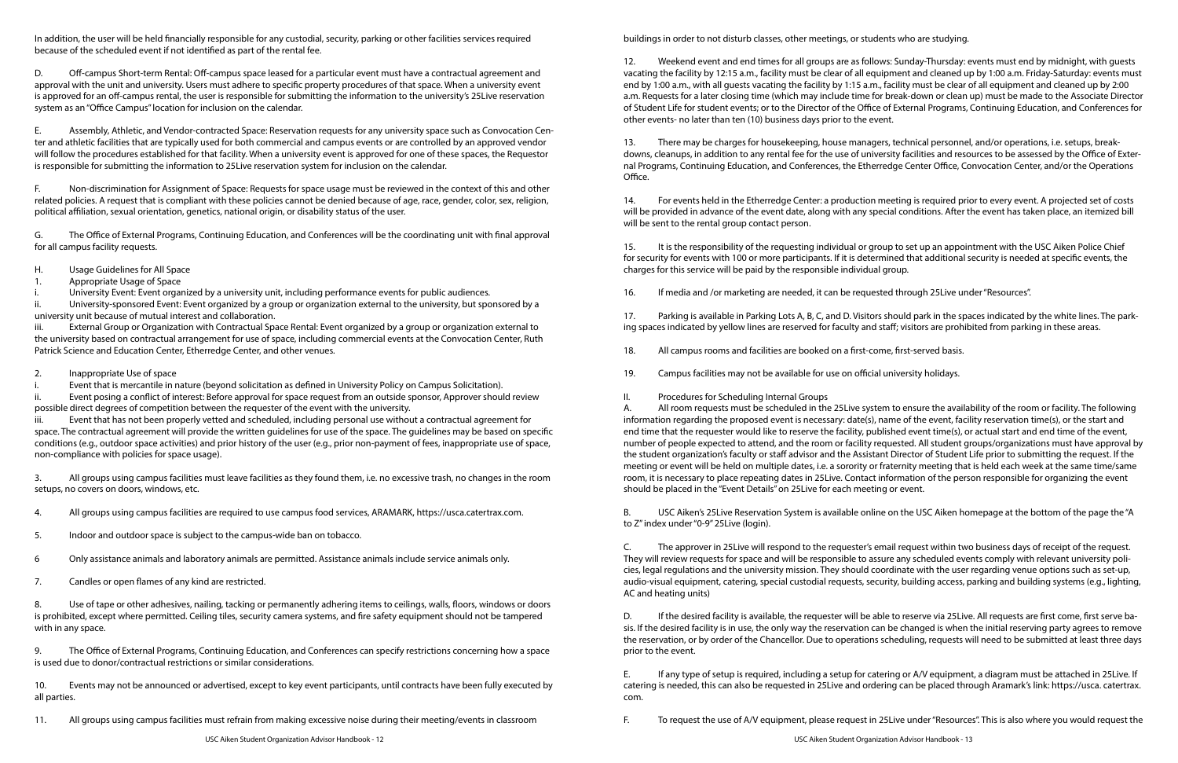In addition, the user will be held financially responsible for any custodial, security, parking or other facilities services required because of the scheduled event if not identified as part of the rental fee.

D. Off-campus Short-term Rental: Off-campus space leased for a particular event must have a contractual agreement and approval with the unit and university. Users must adhere to specific property procedures of that space. When a university event is approved for an off-campus rental, the user is responsible for submitting the information to the university's 25Live reservation system as an "Office Campus" location for inclusion on the calendar.

E. Assembly, Athletic, and Vendor-contracted Space: Reservation requests for any university space such as Convocation Center and athletic facilities that are typically used for both commercial and campus events or are controlled by an approved vendor will follow the procedures established for that facility. When a university event is approved for one of these spaces, the Requestor is responsible for submitting the information to 25Live reservation system for inclusion on the calendar.

F. Non-discrimination for Assignment of Space: Requests for space usage must be reviewed in the context of this and other related policies. A request that is compliant with these policies cannot be denied because of age, race, gender, color, sex, religion, political affiliation, sexual orientation, genetics, national origin, or disability status of the user.

G. The Office of External Programs, Continuing Education, and Conferences will be the coordinating unit with final approval for all campus facility requests.

H. Usage Guidelines for All Space

1. Appropriate Usage of Space

i. University Event: Event organized by a university unit, including performance events for public audiences.

ii. University-sponsored Event: Event organized by a group or organization external to the university, but sponsored by a university unit because of mutual interest and collaboration.

iii. External Group or Organization with Contractual Space Rental: Event organized by a group or organization external to the university based on contractual arrangement for use of space, including commercial events at the Convocation Center, Ruth Patrick Science and Education Center, Etherredge Center, and other venues.

2. Inappropriate Use of space

i. Event that is mercantile in nature (beyond solicitation as defined in University Policy on Campus Solicitation).

ii. Event posing a conflict of interest: Before approval for space request from an outside sponsor, Approver should review possible direct degrees of competition between the requester of the event with the university.

iii. Event that has not been properly vetted and scheduled, including personal use without a contractual agreement for space. The contractual agreement will provide the written guidelines for use of the space. The guidelines may be based on specific conditions (e.g., outdoor space activities) and prior history of the user (e.g., prior non-payment of fees, inappropriate use of space, non-compliance with policies for space usage).

3. All groups using campus facilities must leave facilities as they found them, i.e. no excessive trash, no changes in the room setups, no covers on doors, windows, etc.

4. All groups using campus facilities are required to use campus food services, ARAMARK, https://usca.catertrax.com.

5. Indoor and outdoor space is subject to the campus-wide ban on tobacco.

6 Only assistance animals and laboratory animals are permitted. Assistance animals include service animals only.

7. Candles or open flames of any kind are restricted.

8. Use of tape or other adhesives, nailing, tacking or permanently adhering items to ceilings, walls, floors, windows or doors is prohibited, except where permitted. Ceiling tiles, security camera systems, and fire safety equipment should not be tampered with in any space.

9. The Office of External Programs, Continuing Education, and Conferences can specify restrictions concerning how a space is used due to donor/contractual restrictions or similar considerations.

10. Events may not be announced or advertised, except to key event participants, until contracts have been fully executed by all parties.

11. All groups using campus facilities must refrain from making excessive noise during their meeting/events in classroom buildings in order to not disturb classes, other meetings, or students who are studying.

12. Weekend event and end times for all groups are as follows: Sunday-Thursday: events must end by midnight, with guests vacating the facility by 12:15 a.m., facility must be clear of all equipment and cleaned up by 1:00 a.m. Friday-Saturday: events must end by 1:00 a.m., with all guests vacating the facility by 1:15 a.m., facility must be clear of all equipment and cleaned up by 2:00 a.m. Requests for a later closing time (which may include time for break-down or clean up) must be made to the Associate Director of Student Life for student events; or to the Director of the Office of External Programs, Continuing Education, and Conferences for other events- no later than ten (10) business days prior to the event.

13. There may be charges for housekeeping, house managers, technical personnel, and/or operations, i.e. setups, breakdowns, cleanups, in addition to any rental fee for the use of university facilities and resources to be assessed by the Office of External Programs, Continuing Education, and Conferences, the Etherredge Center Office, Convocation Center, and/or the Operations Office.

14. For events held in the Etherredge Center: a production meeting is required prior to every event. A projected set of costs will be provided in advance of the event date, along with any special conditions. After the event has taken place, an itemized bill will be sent to the rental group contact person.

15. It is the responsibility of the requesting individual or group to set up an appointment with the USC Aiken Police Chief for security for events with 100 or more participants. If it is determined that additional security is needed at specific events, the charges for this service will be paid by the responsible individual group.

16. If media and /or marketing are needed, it can be requested through 25Live under "Resources".

17. Parking is available in Parking Lots A, B, C, and D. Visitors should park in the spaces indicated by the white lines. The parking spaces indicated by yellow lines are reserved for faculty and staff; visitors are prohibited from parking in these areas.

18. All campus rooms and facilities are booked on a first-come, first-served basis.

19. Campus facilities may not be available for use on official university holidays.

II. Procedures for Scheduling Internal Groups

A. All room requests must be scheduled in the 25Live system to ensure the availability of the room or facility. The following information regarding the proposed event is necessary: date(s), name of the event, facility reservation time(s), or the start and end time that the requester would like to reserve the facility, published event time(s), or actual start and end time of the event, number of people expected to attend, and the room or facility requested. All student groups/organizations must have approval by the student organization's faculty or staff advisor and the Assistant Director of Student Life prior to submitting the request. If the meeting or event will be held on multiple dates, i.e. a sorority or fraternity meeting that is held each week at the same time/same room, it is necessary to place repeating dates in 25Live. Contact information of the person responsible for organizing the event should be placed in the "Event Details" on 25Live for each meeting or event.

B. USC Aiken's 25Live Reservation System is available online on the USC Aiken homepage at the bottom of the page the "A to Z" index under "0-9" 25Live (login).

C. The approver in 25Live will respond to the requester's email request within two business days of receipt of the request. They will review requests for space and will be responsible to assure any scheduled events comply with relevant university policies, legal regulations and the university mission. They should coordinate with the user regarding venue options such as set-up, audio-visual equipment, catering, special custodial requests, security, building access, parking and building systems (e.g., lighting, AC and heating units)

D. If the desired facility is available, the requester will be able to reserve via 25Live. All requests are first come, first serve basis. If the desired facility is in use, the only way the reservation can be changed is when the initial reserving party agrees to remove the reservation, or by order of the Chancellor. Due to operations scheduling, requests will need to be submitted at least three days prior to the event.

E. If any type of setup is required, including a setup for catering or A/V equipment, a diagram must be attached in 25Live. If catering is needed, this can also be requested in 25Live and ordering can be placed through Aramark's link: https://usca. catertrax.com.

F. To request the use of A/V equipment, please request in 25Live under "Resources". This is also where you would request the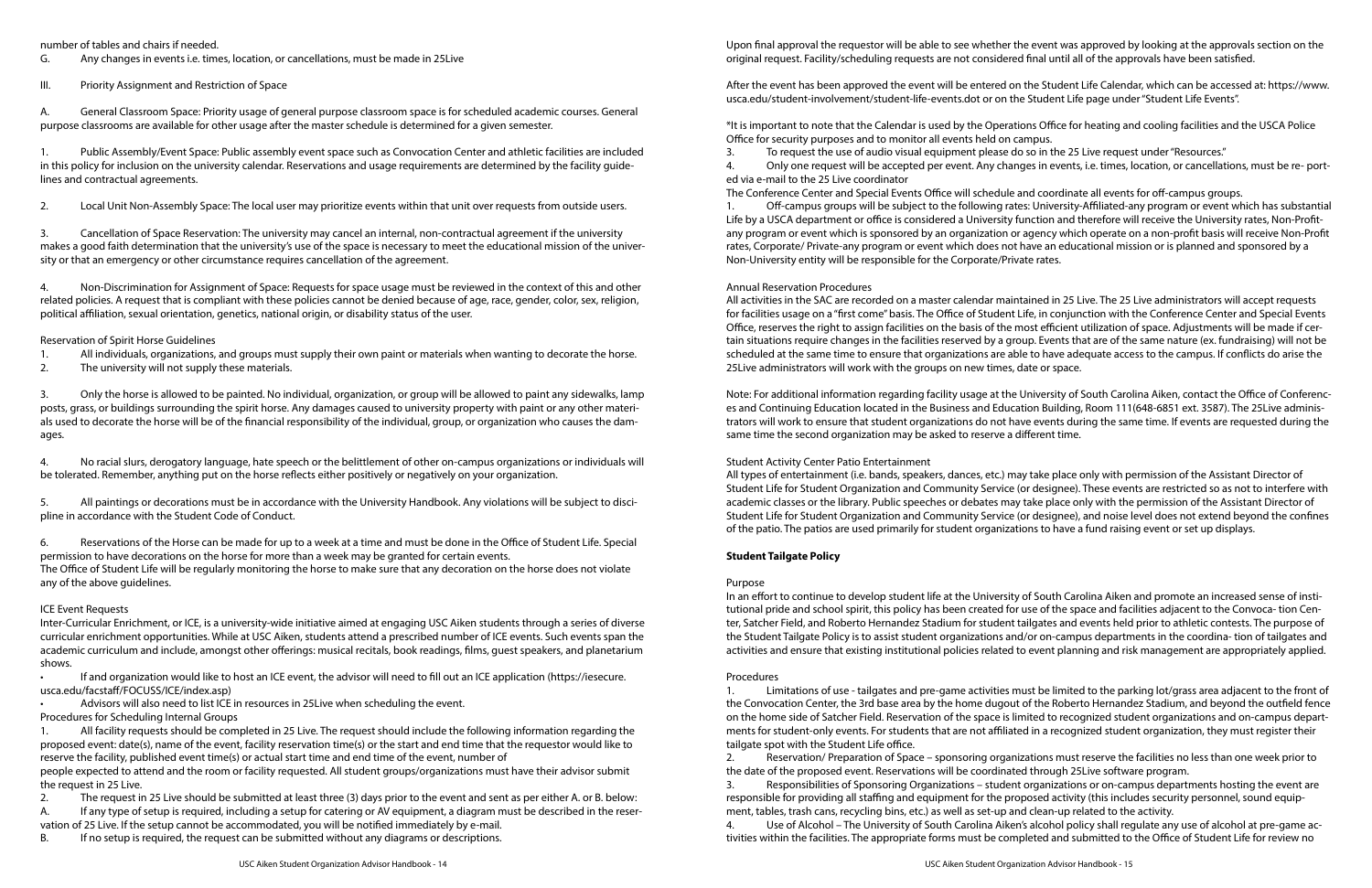number of tables and chairs if needed.

G. Any changes in events i.e. times, location, or cancellations, must be made in 25Live

III. Priority Assignment and Restriction of Space

A. General Classroom Space: Priority usage of general purpose classroom space is for scheduled academic courses. General purpose classrooms are available for other usage after the master schedule is determined for a given semester.

1. Public Assembly/Event Space: Public assembly event space such as Convocation Center and athletic facilities are included in this policy for inclusion on the university calendar. Reservations and usage requirements are determined by the facility guidelines and contractual agreements.

2. Local Unit Non-Assembly Space: The local user may prioritize events within that unit over requests from outside users.

3. Cancellation of Space Reservation: The university may cancel an internal, non-contractual agreement if the university makes a good faith determination that the university's use of the space is necessary to meet the educational mission of the university or that an emergency or other circumstance requires cancellation of the agreement.

4. Non-Discrimination for Assignment of Space: Requests for space usage must be reviewed in the context of this and other related policies. A request that is compliant with these policies cannot be denied because of age, race, gender, color, sex, religion, political affiliation, sexual orientation, genetics, national origin, or disability status of the user.

Reservation of Spirit Horse Guidelines

1. All individuals, organizations, and groups must supply their own paint or materials when wanting to decorate the horse.
2. The university will not supply these materials.

3. Only the horse is allowed to be painted. No individual, organization, or group will be allowed to paint any sidewalks, lamp posts, grass, or buildings surrounding the spirit horse. Any damages caused to university property with paint or any other materials used to decorate the horse will be of the financial responsibility of the individual, group, or organization who causes the damages.

4. No racial slurs, derogatory language, hate speech or the belittlement of other on-campus organizations or individuals will be tolerated. Remember, anything put on the horse reflects either positively or negatively on your organization.

5. All paintings or decorations must be in accordance with the University Handbook. Any violations will be subject to discipline in accordance with the Student Code of Conduct.

6. Reservations of the Horse can be made for up to a week at a time and must be done in the Office of Student Life. Special permission to have decorations on the horse for more than a week may be granted for certain events.

The Office of Student Life will be regularly monitoring the horse to make sure that any decoration on the horse does not violate any of the above guidelines.

ICE Event Requests

Inter-Curricular Enrichment, or ICE, is a university-wide initiative aimed at engaging USC Aiken students through a series of diverse curricular enrichment opportunities. While at USC Aiken, students attend a prescribed number of ICE events. Such events span the academic curriculum and include, amongst other offerings: musical recitals, book readings, films, guest speakers, and planetarium shows.

- If and organization would like to host an ICE event, the advisor will need to fill out an ICE application (https://iesecure.usca.edu/facstaff/FOCUSS/ICE/index.asp)
- Advisors will also need to list ICE in resources in 25Live when scheduling the event.

Procedures for Scheduling Internal Groups

1. All facility requests should be completed in 25 Live. The request should include the following information regarding the proposed event: date(s), name of the event, facility reservation time(s) or the start and end time that the requestor would like to reserve the facility, published event time(s) or actual start time and end time of the event, number of people expected to attend and the room or facility requested. All student groups/organizations must have their advisor submit the request in 25 Live.

2. The request in 25 Live should be submitted at least three (3) days prior to the event and sent as per either A. or B. below:

A. If any type of setup is required, including a setup for catering or AV equipment, a diagram must be described in the reservation of 25 Live. If the setup cannot be accommodated, you will be notified immediately by e-mail.

B. If no setup is required, the request can be submitted without any diagrams or descriptions.

Upon final approval the requestor will be able to see whether the event was approved by looking at the approvals section on the original request. Facility/scheduling requests are not considered final until all of the approvals have been satisfied.

After the event has been approved the event will be entered on the Student Life Calendar, which can be accessed at: https://www.usca.edu/student-involvement/student-life-events.dot or on the Student Life page under "Student Life Events".

*It is important to note that the Calendar is used by the Operations Office for heating and cooling facilities and the USCA Police Office for security purposes and to monitor all events held on campus.

3. To request the use of audio visual equipment please do so in the 25 Live request under "Resources."

4. Only one request will be accepted per event. Any changes in events, i.e. times, location, or cancellations, must be re- ported via e-mail to the 25 Live coordinator

The Conference Center and Special Events Office will schedule and coordinate all events for off-campus groups.

1. Off-campus groups will be subject to the following rates: University-Affiliated-any program or event which has substantial Life by a USCA department or office is considered a University function and therefore will receive the University rates, Non-Profit-any program or event which is sponsored by an organization or agency which operate on a non-profit basis will receive Non-Profit rates, Corporate/ Private-any program or event which does not have an educational mission or is planned and sponsored by a Non-University entity will be responsible for the Corporate/Private rates.

Annual Reservation Procedures

All activities in the SAC are recorded on a master calendar maintained in 25 Live. The 25 Live administrators will accept requests for facilities usage on a "first come" basis. The Office of Student Life, in conjunction with the Conference Center and Special Events Office, reserves the right to assign facilities on the basis of the most efficient utilization of space. Adjustments will be made if certain situations require changes in the facilities reserved by a group. Events that are of the same nature (ex. fundraising) will not be scheduled at the same time to ensure that organizations are able to have adequate access to the campus. If conflicts do arise the 25Live administrators will work with the groups on new times, date or space.

Note: For additional information regarding facility usage at the University of South Carolina Aiken, contact the Office of Conferences and Continuing Education located in the Business and Education Building, Room 111(648-6851 ext. 3587). The 25Live administrators will work to ensure that student organizations do not have events during the same time. If events are requested during the same time the second organization may be asked to reserve a different time.

Student Activity Center Patio Entertainment

All types of entertainment (i.e. bands, speakers, dances, etc.) may take place only with permission of the Assistant Director of Student Life for Student Organization and Community Service (or designee). These events are restricted so as not to interfere with academic classes or the library. Public speeches or debates may take place only with the permission of the Assistant Director of Student Life for Student Organization and Community Service (or designee), and noise level does not extend beyond the confines of the patio. The patios are used primarily for student organizations to have a fund raising event or set up displays.

**Student Tailgate Policy**

Purpose

In an effort to continue to develop student life at the University of South Carolina Aiken and promote an increased sense of institutional pride and school spirit, this policy has been created for use of the space and facilities adjacent to the Convoca- tion Center, Satcher Field, and Roberto Hernandez Stadium for student tailgates and events held prior to athletic contests. The purpose of the Student Tailgate Policy is to assist student organizations and/or on-campus departments in the coordina- tion of tailgates and activities and ensure that existing institutional policies related to event planning and risk management are appropriately applied.

Procedures

1. Limitations of use - tailgates and pre-game activities must be limited to the parking lot/grass area adjacent to the front of the Convocation Center, the 3rd base area by the home dugout of the Roberto Hernandez Stadium, and beyond the outfield fence on the home side of Satcher Field. Reservation of the space is limited to recognized student organizations and on-campus departments for student-only events. For students that are not affiliated in a recognized student organization, they must register their tailgate spot with the Student Life office.

2. Reservation/ Preparation of Space – sponsoring organizations must reserve the facilities no less than one week prior to the date of the proposed event. Reservations will be coordinated through 25Live software program.

3. Responsibilities of Sponsoring Organizations – student organizations or on-campus departments hosting the event are responsible for providing all staffing and equipment for the proposed activity (this includes security personnel, sound equipment, tables, trash cans, recycling bins, etc.) as well as set-up and clean-up related to the activity.

4. Use of Alcohol – The University of South Carolina Aiken's alcohol policy shall regulate any use of alcohol at pre-game activities within the facilities. The appropriate forms must be completed and submitted to the Office of Student Life for review no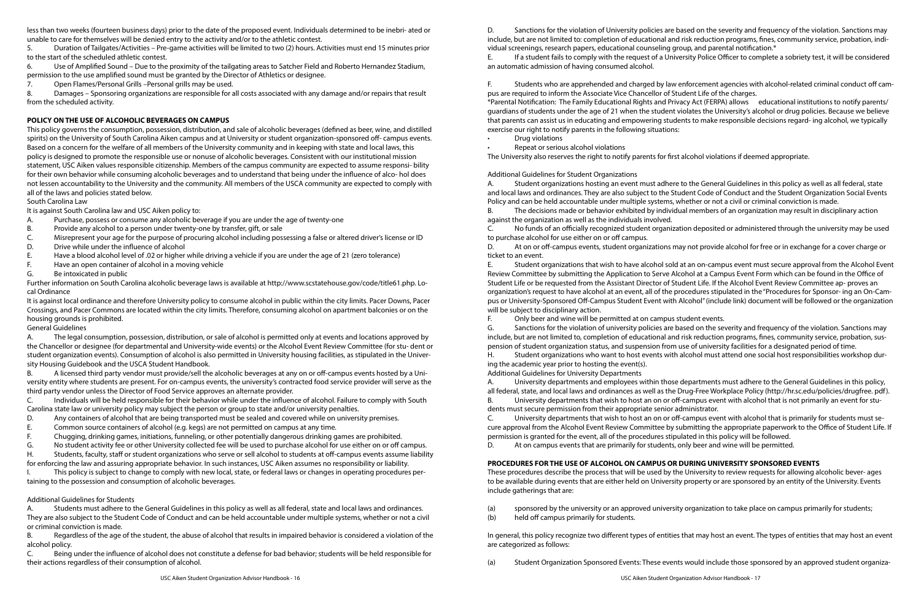less than two weeks (fourteen business days) prior to the date of the proposed event. Individuals determined to be inebri- ated or unable to care for themselves will be denied entry to the activity and/or to the athletic contest.

5. Duration of Tailgates/Activities – Pre-game activities will be limited to two (2) hours. Activities must end 15 minutes prior to the start of the scheduled athletic contest.

6. Use of Amplified Sound – Due to the proximity of the tailgating areas to Satcher Field and Roberto Hernandez Stadium, permission to the use amplified sound must be granted by the Director of Athletics or designee.

7. Open Flames/Personal Grills –Personal grills may be used.

8. Damages – Sponsoring organizations are responsible for all costs associated with any damage and/or repairs that result from the scheduled activity.

**POLICY ON THE USE OF ALCOHOLIC BEVERAGES ON CAMPUS**

This policy governs the consumption, possession, distribution, and sale of alcoholic beverages (defined as beer, wine, and distilled spirits) on the University of South Carolina Aiken campus and at University or student organization-sponsored off- campus events. Based on a concern for the welfare of all members of the University community and in keeping with state and local laws, this policy is designed to promote the responsible use or nonuse of alcoholic beverages. Consistent with our institutional mission statement, USC Aiken values responsible citizenship. Members of the campus community are expected to assume responsi- bility for their own behavior while consuming alcoholic beverages and to understand that being under the influence of alco- hol does not lessen accountability to the University and the community. All members of the USCA community are expected to comply with all of the laws and policies stated below.

South Carolina Law

It is against South Carolina law and USC Aiken policy to:

A. Purchase, possess or consume any alcoholic beverage if you are under the age of twenty-one
B. Provide any alcohol to a person under twenty-one by transfer, gift, or sale
C. Misrepresent your age for the purpose of procuring alcohol including possessing a false or altered driver's license or ID
D. Drive while under the influence of alcohol
E. Have a blood alcohol level of .02 or higher while driving a vehicle if you are under the age of 21 (zero tolerance)
F. Have an open container of alcohol in a moving vehicle
G. Be intoxicated in public

Further information on South Carolina alcoholic beverage laws is available at http://www.scstatehouse.gov/code/title61.php. Local Ordinance

It is against local ordinance and therefore University policy to consume alcohol in public within the city limits. Pacer Downs, Pacer Crossings, and Pacer Commons are located within the city limits. Therefore, consuming alcohol on apartment balconies or on the housing grounds is prohibited.

General Guidelines

A. The legal consumption, possession, distribution, or sale of alcohol is permitted only at events and locations approved by the Chancellor or designee (for departmental and University-wide events) or the Alcohol Event Review Committee (for stu- dent or student organization events). Consumption of alcohol is also permitted in University housing facilities, as stipulated in the University Housing Guidebook and the USCA Student Handbook.

B. A licensed third party vendor must provide/sell the alcoholic beverages at any on or off-campus events hosted by a University entity where students are present. For on-campus events, the university's contracted food service provider will serve as the third party vendor unless the Director of Food Service approves an alternate provider.

C. Individuals will be held responsible for their behavior while under the influence of alcohol. Failure to comply with South Carolina state law or university policy may subject the person or group to state and/or university penalties.

D. Any containers of alcohol that are being transported must be sealed and covered while on university premises.

E. Common source containers of alcohol (e.g. kegs) are not permitted on campus at any time.

F. Chugging, drinking games, initiations, funneling, or other potentially dangerous drinking games are prohibited.

G. No student activity fee or other University collected fee will be used to purchase alcohol for use either on or off campus.

H. Students, faculty, staff or student organizations who serve or sell alcohol to students at off-campus events assume liability for enforcing the law and assuring appropriate behavior. In such instances, USC Aiken assumes no responsibility or liability.

I. This policy is subject to change to comply with new local, state, or federal laws or changes in operating procedures pertaining to the possession and consumption of alcoholic beverages.

Additional Guidelines for Students

A. Students must adhere to the General Guidelines in this policy as well as all federal, state and local laws and ordinances. They are also subject to the Student Code of Conduct and can be held accountable under multiple systems, whether or not a civil or criminal conviction is made.

B. Regardless of the age of the student, the abuse of alcohol that results in impaired behavior is considered a violation of the alcohol policy.

C. Being under the influence of alcohol does not constitute a defense for bad behavior; students will be held responsible for their actions regardless of their consumption of alcohol.

D. Sanctions for the violation of University policies are based on the severity and frequency of the violation. Sanctions may include, but are not limited to: completion of educational and risk reduction programs, fines, community service, probation, individual screenings, research papers, educational counseling group, and parental notification.*

E. If a student fails to comply with the request of a University Police Officer to complete a sobriety test, it will be considered an automatic admission of having consumed alcohol.

F. Students who are apprehended and charged by law enforcement agencies with alcohol-related criminal conduct off campus are required to inform the Associate Vice Chancellor of Student Life of the charges.

*Parental Notification: The Family Educational Rights and Privacy Act (FERPA) allows educational institutions to notify parents/ guardians of students under the age of 21 when the student violates the University's alcohol or drug policies. Because we believe that parents can assist us in educating and empowering students to make responsible decisions regard- ing alcohol, we typically exercise our right to notify parents in the following situations:

- Drug violations
- Repeat or serious alcohol violations

The University also reserves the right to notify parents for first alcohol violations if deemed appropriate.

Additional Guidelines for Student Organizations

A. Student organizations hosting an event must adhere to the General Guidelines in this policy as well as all federal, state and local laws and ordinances. They are also subject to the Student Code of Conduct and the Student Organization Social Events Policy and can be held accountable under multiple systems, whether or not a civil or criminal conviction is made.

B. The decisions made or behavior exhibited by individual members of an organization may result in disciplinary action against the organization as well as the individuals involved.

C. No funds of an officially recognized student organization deposited or administered through the university may be used to purchase alcohol for use either on or off campus.

D. At on or off-campus events, student organizations may not provide alcohol for free or in exchange for a cover charge or ticket to an event.

E. Student organizations that wish to have alcohol sold at an on-campus event must secure approval from the Alcohol Event Review Committee by submitting the Application to Serve Alcohol at a Campus Event Form which can be found in the Office of Student Life or be requested from the Assistant Director of Student Life. If the Alcohol Event Review Committee ap- proves an organization's request to have alcohol at an event, all of the procedures stipulated in the "Procedures for Sponsor- ing an On-Campus or University-Sponsored Off-Campus Student Event with Alcohol" (include link) document will be followed or the organization will be subject to disciplinary action.

F. Only beer and wine will be permitted at on campus student events.

G. Sanctions for the violation of university policies are based on the severity and frequency of the violation. Sanctions may include, but are not limited to, completion of educational and risk reduction programs, fines, community service, probation, suspension of student organization status, and suspension from use of university facilities for a designated period of time.

H. Student organizations who want to host events with alcohol must attend one social host responsibilities workshop during the academic year prior to hosting the event(s).

Additional Guidelines for University Departments

A. University departments and employees within those departments must adhere to the General Guidelines in this policy, all federal, state, and local laws and ordinances as well as the Drug-Free Workplace Policy (http://hr.sc.edu/policies/drugfree. pdf).

B. University departments that wish to host an on or off-campus event with alcohol that is not primarily an event for students must secure permission from their appropriate senior administrator.

C. University departments that wish to host an on or off-campus event with alcohol that is primarily for students must secure approval from the Alcohol Event Review Committee by submitting the appropriate paperwork to the Office of Student Life. If permission is granted for the event, all of the procedures stipulated in this policy will be followed.

D. At on campus events that are primarily for students, only beer and wine will be permitted.

**PROCEDURES FOR THE USE OF ALCOHOL ON CAMPUS OR DURING UNIVERSITY SPONSORED EVENTS**

These procedures describe the process that will be used by the University to review requests for allowing alcoholic bever- ages to be available during events that are either held on University property or are sponsored by an entity of the University. Events include gatherings that are:

(a) sponsored by the university or an approved university organization to take place on campus primarily for students;
(b) held off campus primarily for students.

In general, this policy recognize two different types of entities that may host an event. The types of entities that may host an event are categorized as follows:

(a) Student Organization Sponsored Events: These events would include those sponsored by an approved student organiza-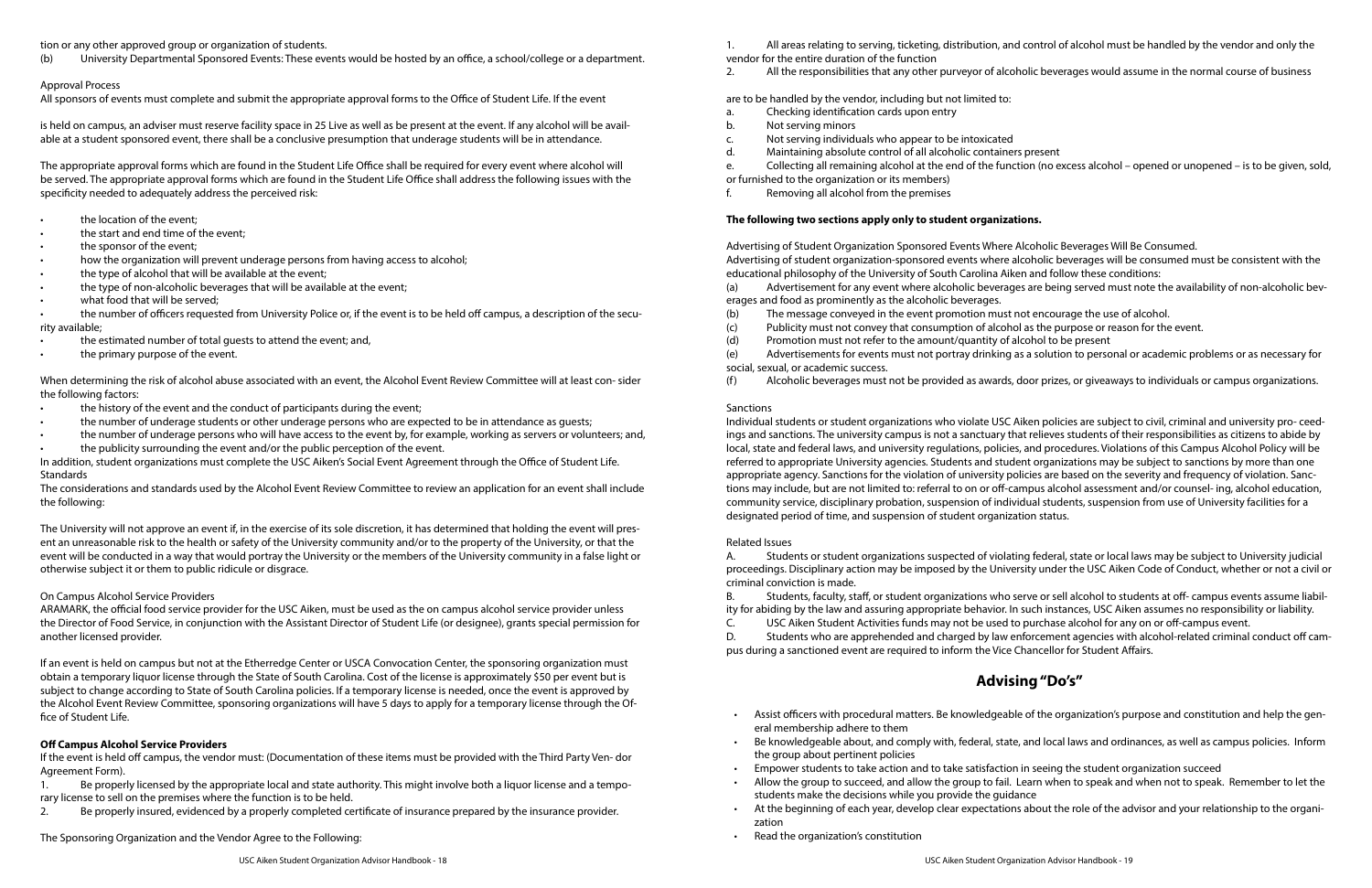tion or any other approved group or organization of students.

(b) University Departmental Sponsored Events: These events would be hosted by an office, a school/college or a department.

Approval Process

All sponsors of events must complete and submit the appropriate approval forms to the Office of Student Life. If the event

is held on campus, an adviser must reserve facility space in 25 Live as well as be present at the event. If any alcohol will be available at a student sponsored event, there shall be a conclusive presumption that underage students will be in attendance.

The appropriate approval forms which are found in the Student Life Office shall be required for every event where alcohol will be served. The appropriate approval forms which are found in the Student Life Office shall address the following issues with the specificity needed to adequately address the perceived risk:

- the location of the event;
- the start and end time of the event;
- the sponsor of the event;
- how the organization will prevent underage persons from having access to alcohol;
- the type of alcohol that will be available at the event;
- the type of non-alcoholic beverages that will be available at the event;
- what food that will be served;
- the number of officers requested from University Police or, if the event is to be held off campus, a description of the security available;
- the estimated number of total guests to attend the event; and,
- the primary purpose of the event.

When determining the risk of alcohol abuse associated with an event, the Alcohol Event Review Committee will at least consider the following factors:

- the history of the event and the conduct of participants during the event;
- the number of underage students or other underage persons who are expected to be in attendance as guests;
- the number of underage persons who will have access to the event by, for example, working as servers or volunteers; and,
- the publicity surrounding the event and/or the public perception of the event.

In addition, student organizations must complete the USC Aiken's Social Event Agreement through the Office of Student Life.

Standards

The considerations and standards used by the Alcohol Event Review Committee to review an application for an event shall include the following:

The University will not approve an event if, in the exercise of its sole discretion, it has determined that holding the event will present an unreasonable risk to the health or safety of the University community and/or to the property of the University, or that the event will be conducted in a way that would portray the University or the members of the University community in a false light or otherwise subject it or them to public ridicule or disgrace.

On Campus Alcohol Service Providers

ARAMARK, the official food service provider for the USC Aiken, must be used as the on campus alcohol service provider unless the Director of Food Service, in conjunction with the Assistant Director of Student Life (or designee), grants special permission for another licensed provider.

If an event is held on campus but not at the Etherredge Center or USCA Convocation Center, the sponsoring organization must obtain a temporary liquor license through the State of South Carolina. Cost of the license is approximately $50 per event but is subject to change according to State of South Carolina policies. If a temporary license is needed, once the event is approved by the Alcohol Event Review Committee, sponsoring organizations will have 5 days to apply for a temporary license through the Office of Student Life.

**Off Campus Alcohol Service Providers**

If the event is held off campus, the vendor must: (Documentation of these items must be provided with the Third Party Vendor Agreement Form).

1. Be properly licensed by the appropriate local and state authority. This might involve both a liquor license and a temporary license to sell on the premises where the function is to be held.
2. Be properly insured, evidenced by a properly completed certificate of insurance prepared by the insurance provider.

The Sponsoring Organization and the Vendor Agree to the Following:

1. All areas relating to serving, ticketing, distribution, and control of alcohol must be handled by the vendor and only the vendor for the entire duration of the function
2. All the responsibilities that any other purveyor of alcoholic beverages would assume in the normal course of business

are to be handled by the vendor, including but not limited to:

a. Checking identification cards upon entry
b. Not serving minors
c. Not serving individuals who appear to be intoxicated
d. Maintaining absolute control of all alcoholic containers present
e. Collecting all remaining alcohol at the end of the function (no excess alcohol – opened or unopened – is to be given, sold, or furnished to the organization or its members)
f. Removing all alcohol from the premises

**The following two sections apply only to student organizations.**

Advertising of Student Organization Sponsored Events Where Alcoholic Beverages Will Be Consumed.

Advertising of student organization-sponsored events where alcoholic beverages will be consumed must be consistent with the educational philosophy of the University of South Carolina Aiken and follow these conditions:

(a) Advertisement for any event where alcoholic beverages are being served must note the availability of non-alcoholic beverages and food as prominently as the alcoholic beverages.
(b) The message conveyed in the event promotion must not encourage the use of alcohol.
(c) Publicity must not convey that consumption of alcohol as the purpose or reason for the event.
(d) Promotion must not refer to the amount/quantity of alcohol to be present
(e) Advertisements for events must not portray drinking as a solution to personal or academic problems or as necessary for social, sexual, or academic success.
(f) Alcoholic beverages must not be provided as awards, door prizes, or giveaways to individuals or campus organizations.

Sanctions

Individual students or student organizations who violate USC Aiken policies are subject to civil, criminal and university proceedings and sanctions. The university campus is not a sanctuary that relieves students of their responsibilities as citizens to abide by local, state and federal laws, and university regulations, policies, and procedures. Violations of this Campus Alcohol Policy will be referred to appropriate University agencies. Students and student organizations may be subject to sanctions by more than one appropriate agency. Sanctions for the violation of university policies are based on the severity and frequency of violation. Sanctions may include, but are not limited to: referral to on or off-campus alcohol assessment and/or counseling, alcohol education, community service, disciplinary probation, suspension of individual students, suspension from use of University facilities for a designated period of time, and suspension of student organization status.

Related Issues

A. Students or student organizations suspected of violating federal, state or local laws may be subject to University judicial proceedings. Disciplinary action may be imposed by the University under the USC Aiken Code of Conduct, whether or not a civil or criminal conviction is made.

B. Students, faculty, staff, or student organizations who serve or sell alcohol to students at off- campus events assume liability for abiding by the law and assuring appropriate behavior. In such instances, USC Aiken assumes no responsibility or liability.

C. USC Aiken Student Activities funds may not be used to purchase alcohol for any on or off-campus event.

D. Students who are apprehended and charged by law enforcement agencies with alcohol-related criminal conduct off campus during a sanctioned event are required to inform the Vice Chancellor for Student Affairs.

## Advising "Do's"

- Assist officers with procedural matters. Be knowledgeable of the organization's purpose and constitution and help the general membership adhere to them
- Be knowledgeable about, and comply with, federal, state, and local laws and ordinances, as well as campus policies. Inform the group about pertinent policies
- Empower students to take action and to take satisfaction in seeing the student organization succeed
- Allow the group to succeed, and allow the group to fail. Learn when to speak and when not to speak. Remember to let the students make the decisions while you provide the guidance
- At the beginning of each year, develop clear expectations about the role of the advisor and your relationship to the organization
- Read the organization's constitution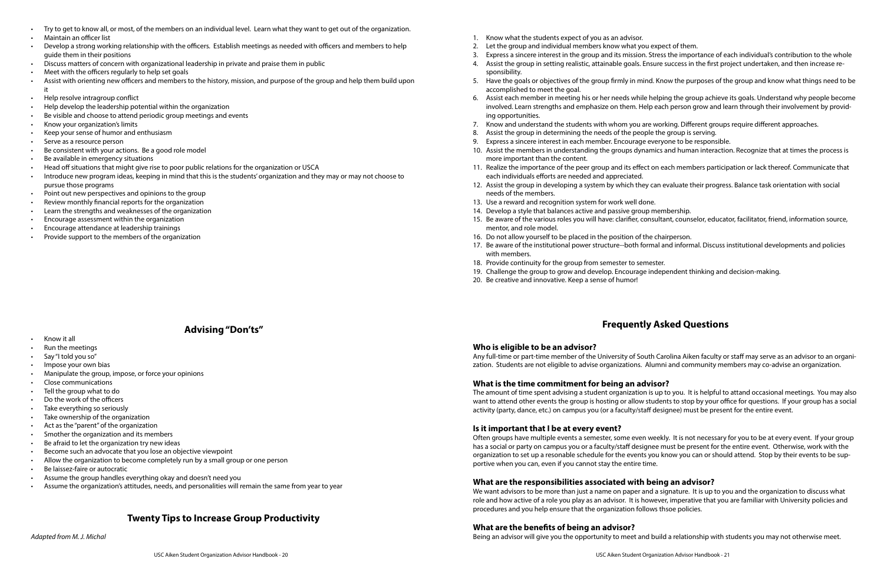- Try to get to know all, or most, of the members on an individual level. Learn what they want to get out of the organization.
- Maintain an officer list
- Develop a strong working relationship with the officers. Establish meetings as needed with officers and members to help guide them in their positions
- Discuss matters of concern with organizational leadership in private and praise them in public
- Meet with the officers regularly to help set goals
- Assist with orienting new officers and members to the history, mission, and purpose of the group and help them build upon it
- Help resolve intragroup conflict
- Help develop the leadership potential within the organization
- Be visible and choose to attend periodic group meetings and events
- Know your organization's limits
- Keep your sense of humor and enthusiasm
- Serve as a resource person
- Be consistent with your actions. Be a good role model
- Be available in emergency situations
- Head off situations that might give rise to poor public relations for the organization or USCA
- Introduce new program ideas, keeping in mind that this is the students' organization and they may or may not choose to pursue those programs
- Point out new perspectives and opinions to the group
- Review monthly financial reports for the organization
- Learn the strengths and weaknesses of the organization
- Encourage assessment within the organization
- Encourage attendance at leadership trainings
- Provide support to the members of the organization

## Advising "Don'ts"

- Know it all
- Run the meetings
- Say "I told you so"
- Impose your own bias
- Manipulate the group, impose, or force your opinions
- Close communications
- Tell the group what to do
- Do the work of the officers
- Take everything so seriously
- Take ownership of the organization
- Act as the "parent" of the organization
- Smother the organization and its members
- Be afraid to let the organization try new ideas
- Become such an advocate that you lose an objective viewpoint
- Allow the organization to become completely run by a small group or one person
- Be laissez-faire or autocratic
- Assume the group handles everything okay and doesn't need you
- Assume the organization's attitudes, needs, and personalities will remain the same from year to year

## Twenty Tips to Increase Group Productivity

*Adapted from M. J. Michal*

1. Know what the students expect of you as an advisor.
2. Let the group and individual members know what you expect of them.
3. Express a sincere interest in the group and its mission. Stress the importance of each individual's contribution to the whole
4. Assist the group in setting realistic, attainable goals. Ensure success in the first project undertaken, and then increase responsibility.
5. Have the goals or objectives of the group firmly in mind. Know the purposes of the group and know what things need to be accomplished to meet the goal.
6. Assist each member in meeting his or her needs while helping the group achieve its goals. Understand why people become involved. Learn strengths and emphasize on them. Help each person grow and learn through their involvement by providing opportunities.
7. Know and understand the students with whom you are working. Different groups require different approaches.
8. Assist the group in determining the needs of the people the group is serving.
9. Express a sincere interest in each member. Encourage everyone to be responsible.
10. Assist the members in understanding the groups dynamics and human interaction. Recognize that at times the process is more important than the content.
11. Realize the importance of the peer group and its effect on each members participation or lack thereof. Communicate that each individuals efforts are needed and appreciated.
12. Assist the group in developing a system by which they can evaluate their progress. Balance task orientation with social needs of the members.
13. Use a reward and recognition system for work well done.
14. Develop a style that balances active and passive group membership.
15. Be aware of the various roles you will have: clarifier, consultant, counselor, educator, facilitator, friend, information source, mentor, and role model.
16. Do not allow yourself to be placed in the position of the chairperson.
17. Be aware of the institutional power structure--both formal and informal. Discuss institutional developments and policies with members.
18. Provide continuity for the group from semester to semester.
19. Challenge the group to grow and develop. Encourage independent thinking and decision-making.
20. Be creative and innovative. Keep a sense of humor!

## Frequently Asked Questions

### Who is eligible to be an advisor?

Any full-time or part-time member of the University of South Carolina Aiken faculty or staff may serve as an advisor to an organization. Students are not eligible to advise organizations. Alumni and community members may co-advise an organization.

### What is the time commitment for being an advisor?

The amount of time spent advising a student organization is up to you. It is helpful to attand occasional meetings. You may also want to attend other events the group is hosting or allow students to stop by your office for questions. If your group has a social activity (party, dance, etc.) on campus you (or a faculty/staff designee) must be present for the entire event.

### Is it important that I be at every event?

Often groups have multiple events a semester, some even weekly. It is not necessary for you to be at every event. If your group has a social or party on campus you or a faculty/staff designee must be present for the entire event. Otherwise, work with the organization to set up a resonable schedule for the events you know you can or should attend. Stop by their events to be supportive when you can, even if you cannot stay the entire time.

### What are the responsibilities associated with being an advisor?

We want advisors to be more than just a name on paper and a signature. It is up to you and the organization to discuss what role and how active of a role you play as an advisor. It is however, imperative that you are familiar with University policies and procedures and you help ensure that the organization follows thsoe policies.

### What are the benefits of being an advisor?

Being an advisor will give you the opportunity to meet and build a relationship with students you may not otherwise meet.